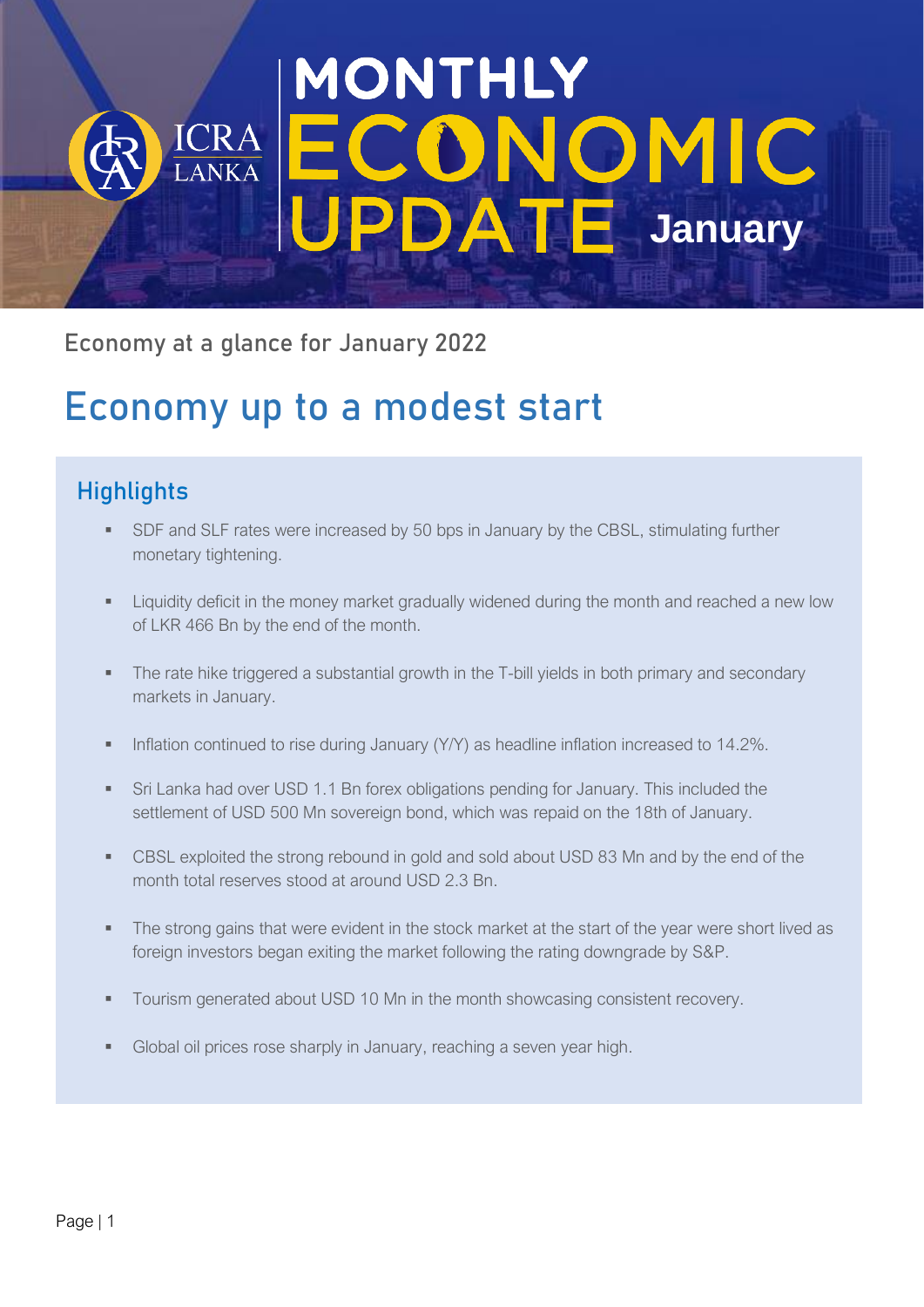# MONTHLY ECONOMIC UPDATE January

ICRA LANKA

Economy at a glance for January 2022

## Economy up to a modest start

### Highlights

- SDF and SLF rates were increased by 50 bps in January by the CBSL, stimulating further monetary tightening.
- Liquidity deficit in the money market gradually widened during the month and reached a new low of LKR 466 Bn by the end of the month.
- The rate hike triggered a substantial growth in the T-bill yields in both primary and secondary markets in January.
- Inflation continued to rise during January (Y/Y) as headline inflation increased to 14.2%.
- Sri Lanka had over USD 1.1 Bn forex obligations pending for January. This included the settlement of USD 500 Mn sovereign bond, which was repaid on the 18th of January.
- CBSL exploited the strong rebound in gold and sold about USD 83 Mn and by the end of the month total reserves stood at around USD 2.3 Bn.
- The strong gains that were evident in the stock market at the start of the year were short lived as foreign investors began exiting the market following the rating downgrade by S&P.
- Tourism generated about USD 10 Mn in the month showcasing consistent recovery.
- Global oil prices rose sharply in January, reaching a seven year high.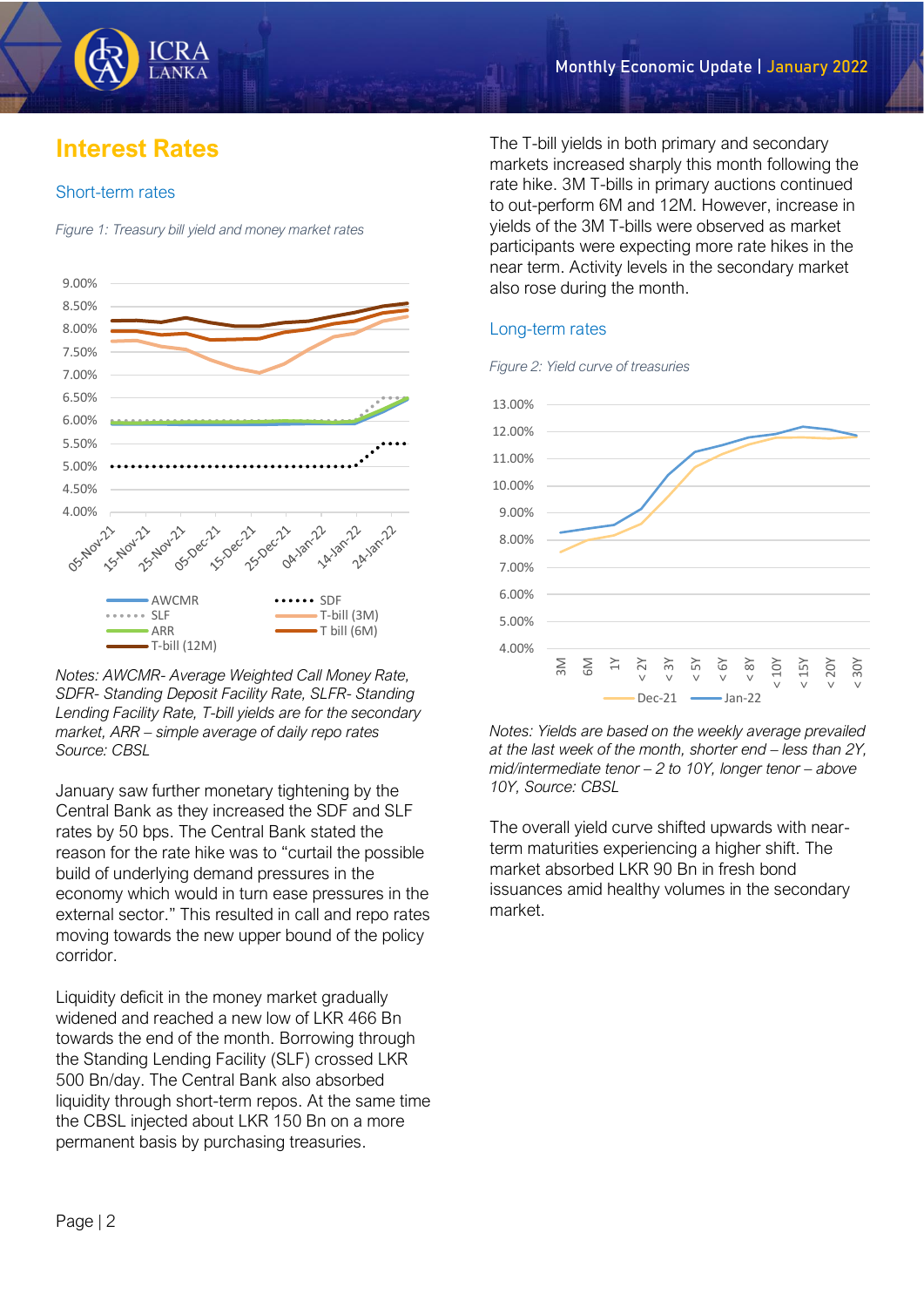## Interest Rates

### Short-term rates

*Figure 1: Treasury bill yield and money market rates*

*Notes: AWCMR- Average Weighted Call Money Rate, SDFR- Standing Deposit Facility Rate, SLFR- Standing Lending Facility Rate, T-bill yields are for the secondary market, ARR – simple average of daily repo rates Source: CBSL*

January saw further monetary tightening by the Central Bank as they increased the SDF and SLF rates by 50 bps. The Central Bank stated the reason for the rate hike was to "curtail the possible build of underlying demand pressures in the economy which would in turn ease pressures in the external sector." This resulted in call and repo rates moving towards the new upper bound of the policy corridor.

Liquidity deficit in the money market gradually widened and reached a new low of LKR 466 Bn towards the end of the month. Borrowing through the Standing Lending Facility (SLF) crossed LKR 500 Bn/day. The Central Bank also absorbed liquidity through short-term repos. At the same time the CBSL injected about LKR 150 Bn on a more permanent basis by purchasing treasuries.

The T-bill yields in both primary and secondary markets increased sharply this month following the rate hike. 3M T-bills in primary auctions continued to out-perform 6M and 12M. However, increase in yields of the 3M T-bills were observed as market participants were expecting more rate hikes in the near term. Activity levels in the secondary market also rose during the month.

### Long-term rates

*Figure 2: Yield curve of treasuries*

*Notes: Yields are based on the weekly average prevailed at the last week of the month, shorter end – less than 2Y, mid/intermediate tenor – 2 to 10Y, longer tenor – above 10Y, Source: CBSL*

The overall yield curve shifted upwards with near-term maturities experiencing a higher shift. The market absorbed LKR 90 Bn in fresh bond issuances amid healthy volumes in the secondary market.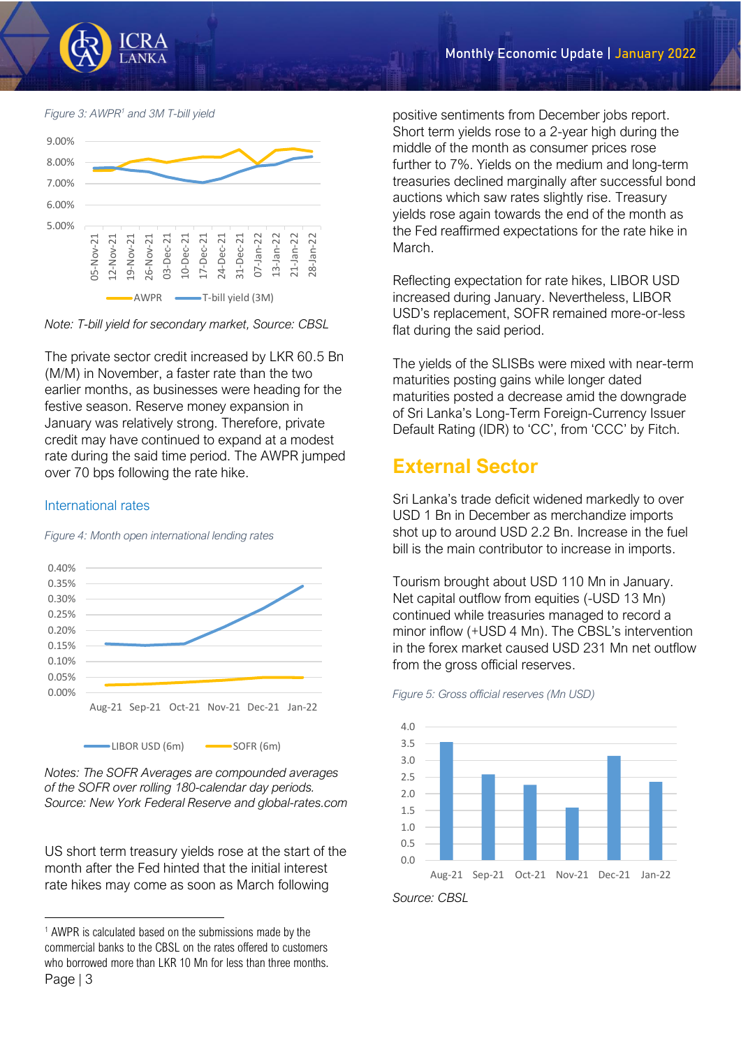*Figure 3: AWPR[1] and 3M T-bill yield*

*Note: T-bill yield for secondary market, Source: CBSL*

The private sector credit increased by LKR 60.5 Bn (M/M) in November, a faster rate than the two earlier months, as businesses were heading for the festive season. Reserve money expansion in January was relatively strong. Therefore, private credit may have continued to expand at a modest rate during the said time period. The AWPR jumped over 70 bps following the rate hike.

### International rates

*Figure 4: Month open international lending rates*

*Notes: The SOFR Averages are compounded averages of the SOFR over rolling 180-calendar day periods. Source: New York Federal Reserve and global-rates.com*

US short term treasury yields rose at the start of the month after the Fed hinted that the initial interest rate hikes may come as soon as March following positive sentiments from December jobs report. Short term yields rose to a 2-year high during the middle of the month as consumer prices rose further to 7%. Yields on the medium and long-term treasuries declined marginally after successful bond auctions which saw rates slightly rise. Treasury yields rose again towards the end of the month as the Fed reaffirmed expectations for the rate hike in March.

Reflecting expectation for rate hikes, LIBOR USD increased during January. Nevertheless, LIBOR USD's replacement, SOFR remained more-or-less flat during the said period.

The yields of the SLISBs were mixed with near-term maturities posting gains while longer dated maturities posted a decrease amid the downgrade of Sri Lanka's Long-Term Foreign-Currency Issuer Default Rating (IDR) to 'CC', from 'CCC' by Fitch.

## External Sector

Sri Lanka's trade deficit widened markedly to over USD 1 Bn in December as merchandize imports shot up to around USD 2.2 Bn. Increase in the fuel bill is the main contributor to increase in imports.

Tourism brought about USD 110 Mn in January. Net capital outflow from equities (-USD 13 Mn) continued while treasuries managed to record a minor inflow (+USD 4 Mn). The CBSL's intervention in the forex market caused USD 231 Mn net outflow from the gross official reserves.

*Figure 5: Gross official reserves (Mn USD)*

*Source: CBSL*

[1] AWPR is calculated based on the submissions made by the commercial banks to the CBSL on the rates offered to customers who borrowed more than LKR 10 Mn for less than three months.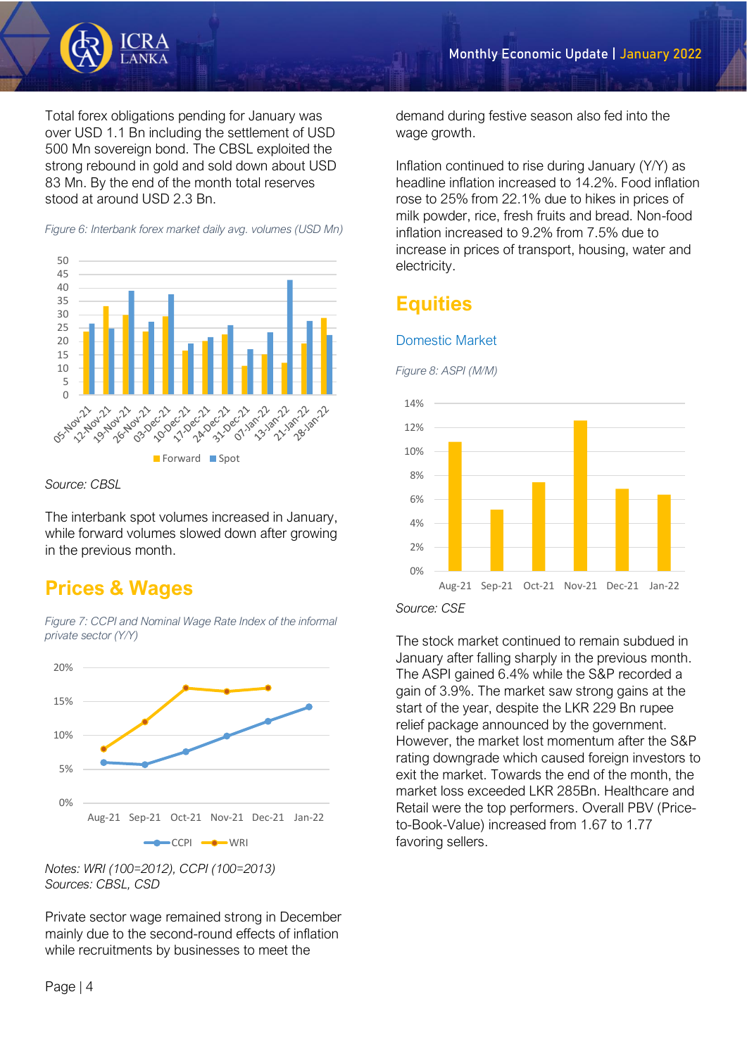Total forex obligations pending for January was over USD 1.1 Bn including the settlement of USD 500 Mn sovereign bond. The CBSL exploited the strong rebound in gold and sold down about USD 83 Mn. By the end of the month total reserves stood at around USD 2.3 Bn.

*Figure 6: Interbank forex market daily avg. volumes (USD Mn)*

*Source: CBSL*

The interbank spot volumes increased in January, while forward volumes slowed down after growing in the previous month.

## Prices & Wages

*Figure 7: CCPI and Nominal Wage Rate Index of the informal private sector (Y/Y)*

*Notes: WRI (100=2012), CCPI (100=2013)*
*Sources: CBSL, CSD*

Private sector wage remained strong in December mainly due to the second-round effects of inflation while recruitments by businesses to meet the demand during festive season also fed into the wage growth.

Inflation continued to rise during January (Y/Y) as headline inflation increased to 14.2%. Food inflation rose to 25% from 22.1% due to hikes in prices of milk powder, rice, fresh fruits and bread. Non-food inflation increased to 9.2% from 7.5% due to increase in prices of transport, housing, water and electricity.

## Equities

### Domestic Market

*Figure 8: ASPI (M/M)*

*Source: CSE*

The stock market continued to remain subdued in January after falling sharply in the previous month. The ASPI gained 6.4% while the S&P recorded a gain of 3.9%. The market saw strong gains at the start of the year, despite the LKR 229 Bn rupee relief package announced by the government. However, the market lost momentum after the S&P rating downgrade which caused foreign investors to exit the market. Towards the end of the month, the market loss exceeded LKR 285Bn. Healthcare and Retail were the top performers. Overall PBV (Price-to-Book-Value) increased from 1.67 to 1.77 favoring sellers.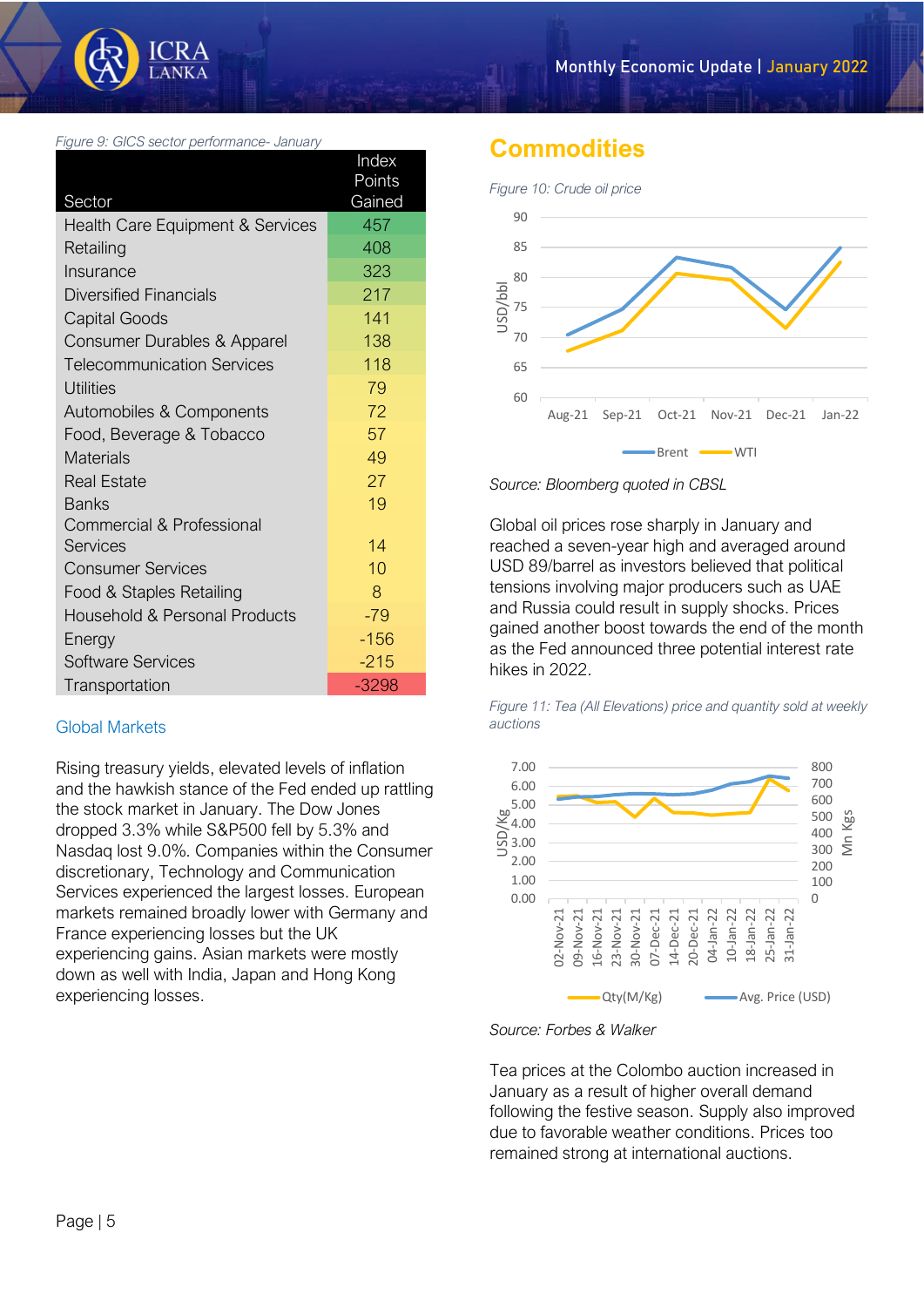*Figure 9: GICS sector performance- January*

| Sector | Index Points Gained |
|---|---|
| Health Care Equipment & Services | 457 |
| Retailing | 408 |
| Insurance | 323 |
| Diversified Financials | 217 |
| Capital Goods | 141 |
| Consumer Durables & Apparel | 138 |
| Telecommunication Services | 118 |
| Utilities | 79 |
| Automobiles & Components | 72 |
| Food, Beverage & Tobacco | 57 |
| Materials | 49 |
| Real Estate | 27 |
| Banks | 19 |
| Commercial & Professional Services | 14 |
| Consumer Services | 10 |
| Food & Staples Retailing | 8 |
| Household & Personal Products | -79 |
| Energy | -156 |
| Software Services | -215 |
| Transportation | -3298 |

### Global Markets

Rising treasury yields, elevated levels of inflation and the hawkish stance of the Fed ended up rattling the stock market in January. The Dow Jones dropped 3.3% while S&P500 fell by 5.3% and Nasdaq lost 9.0%. Companies within the Consumer discretionary, Technology and Communication Services experienced the largest losses. European markets remained broadly lower with Germany and France experiencing losses but the UK experiencing gains. Asian markets were mostly down as well with India, Japan and Hong Kong experiencing losses.

## Commodities

*Figure 10: Crude oil price*

*Source: Bloomberg quoted in CBSL*

Global oil prices rose sharply in January and reached a seven-year high and averaged around USD 89/barrel as investors believed that political tensions involving major producers such as UAE and Russia could result in supply shocks. Prices gained another boost towards the end of the month as the Fed announced three potential interest rate hikes in 2022.

*Figure 11: Tea (All Elevations) price and quantity sold at weekly auctions*

*Source: Forbes & Walker*

Tea prices at the Colombo auction increased in January as a result of higher overall demand following the festive season. Supply also improved due to favorable weather conditions. Prices too remained strong at international auctions.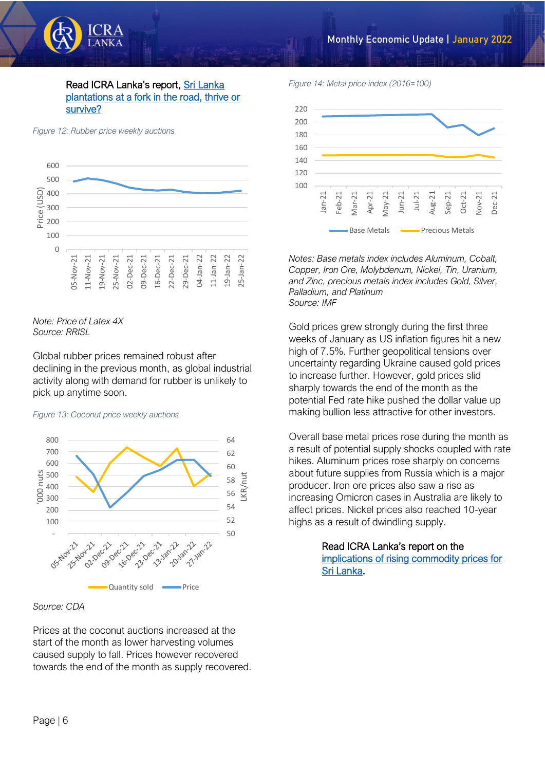Read ICRA Lanka's report, [Sri Lanka plantations at a fork in the road, thrive or survive?]

*Figure 12: Rubber price weekly auctions*

Note: Price of Latex 4X
Source: RRISL

Global rubber prices remained robust after declining in the previous month, as global industrial activity along with demand for rubber is unlikely to pick up anytime soon.

*Figure 13: Coconut price weekly auctions*

Source: CDA

Prices at the coconut auctions increased at the start of the month as lower harvesting volumes caused supply to fall. Prices however recovered towards the end of the month as supply recovered.

*Figure 14: Metal price index (2016=100)*

*Notes: Base metals index includes Aluminum, Cobalt, Copper, Iron Ore, Molybdenum, Nickel, Tin, Uranium, and Zinc, precious metals index includes Gold, Silver, Palladium, and Platinum*
*Source: IMF*

Gold prices grew strongly during the first three weeks of January as US inflation figures hit a new high of 7.5%. Further geopolitical tensions over uncertainty regarding Ukraine caused gold prices to increase further. However, gold prices slid sharply towards the end of the month as the potential Fed rate hike pushed the dollar value up making bullion less attractive for other investors.

Overall base metal prices rose during the month as a result of potential supply shocks coupled with rate hikes. Aluminum prices rose sharply on concerns about future supplies from Russia which is a major producer. Iron ore prices also saw a rise as increasing Omicron cases in Australia are likely to affect prices. Nickel prices also reached 10-year highs as a result of dwindling supply.

Read ICRA Lanka's report on the [implications of rising commodity prices for Sri Lanka].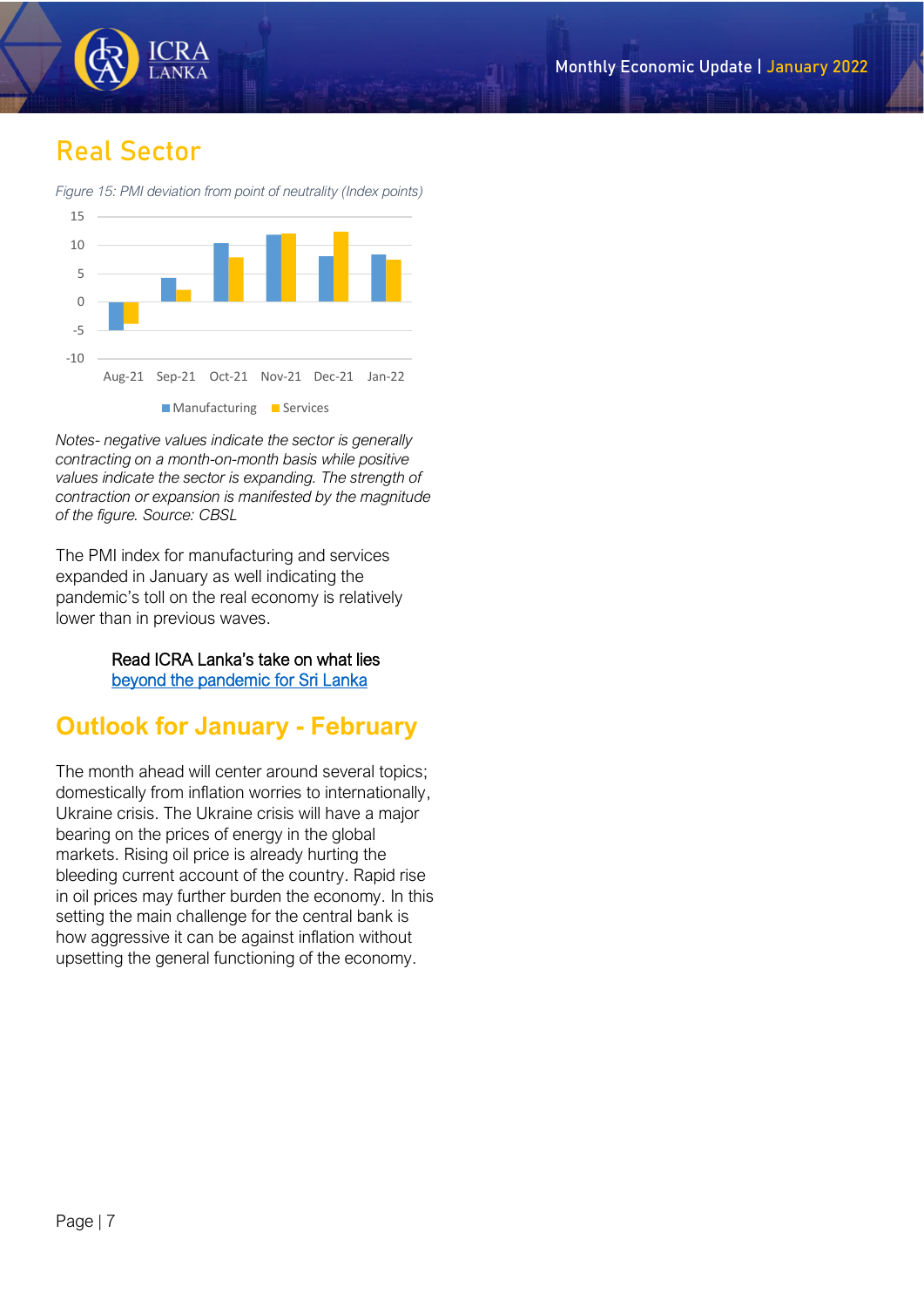## Real Sector

*Figure 15: PMI deviation from point of neutrality (Index points)*

*Notes- negative values indicate the sector is generally contracting on a month-on-month basis while positive values indicate the sector is expanding. The strength of contraction or expansion is manifested by the magnitude of the figure. Source: CBSL*

The PMI index for manufacturing and services expanded in January as well indicating the pandemic's toll on the real economy is relatively lower than in previous waves.

Read ICRA Lanka's take on what lies
[beyond the pandemic for Sri Lanka]

## Outlook for January - February

The month ahead will center around several topics; domestically from inflation worries to internationally, Ukraine crisis. The Ukraine crisis will have a major bearing on the prices of energy in the global markets. Rising oil price is already hurting the bleeding current account of the country. Rapid rise in oil prices may further burden the economy. In this setting the main challenge for the central bank is how aggressive it can be against inflation without upsetting the general functioning of the economy.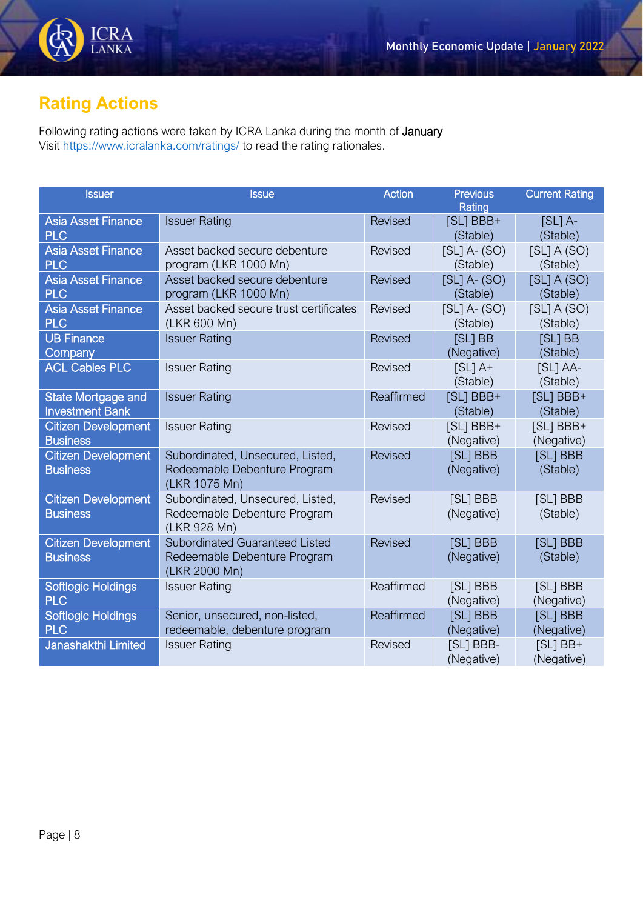# Rating Actions

Following rating actions were taken by ICRA Lanka during the month of January
Visit https://www.icralanka.com/ratings/ to read the rating rationales.

| Issuer | Issue | Action | Previous Rating | Current Rating |
|---|---|---|---|---|
| Asia Asset Finance PLC | Issuer Rating | Revised | [SL] BBB+ (Stable) | [SL] A- (Stable) |
| Asia Asset Finance PLC | Asset backed secure debenture program (LKR 1000 Mn) | Revised | [SL] A- (SO) (Stable) | [SL] A (SO) (Stable) |
| Asia Asset Finance PLC | Asset backed secure debenture program (LKR 1000 Mn) | Revised | [SL] A- (SO) (Stable) | [SL] A (SO) (Stable) |
| Asia Asset Finance PLC | Asset backed secure trust certificates (LKR 600 Mn) | Revised | [SL] A- (SO) (Stable) | [SL] A (SO) (Stable) |
| UB Finance Company | Issuer Rating | Revised | [SL] BB (Negative) | [SL] BB (Stable) |
| ACL Cables PLC | Issuer Rating | Revised | [SL] A+ (Stable) | [SL] AA- (Stable) |
| State Mortgage and Investment Bank | Issuer Rating | Reaffirmed | [SL] BBB+ (Stable) | [SL] BBB+ (Stable) |
| Citizen Development Business | Issuer Rating | Revised | [SL] BBB+ (Negative) | [SL] BBB+ (Negative) |
| Citizen Development Business | Subordinated, Unsecured, Listed, Redeemable Debenture Program (LKR 1075 Mn) | Revised | [SL] BBB (Negative) | [SL] BBB (Stable) |
| Citizen Development Business | Subordinated, Unsecured, Listed, Redeemable Debenture Program (LKR 928 Mn) | Revised | [SL] BBB (Negative) | [SL] BBB (Stable) |
| Citizen Development Business | Subordinated Guaranteed Listed Redeemable Debenture Program (LKR 2000 Mn) | Revised | [SL] BBB (Negative) | [SL] BBB (Stable) |
| Softlogic Holdings PLC | Issuer Rating | Reaffirmed | [SL] BBB (Negative) | [SL] BBB (Negative) |
| Softlogic Holdings PLC | Senior, unsecured, non-listed, redeemable, debenture program | Reaffirmed | [SL] BBB (Negative) | [SL] BBB (Negative) |
| Janashakthi Limited | Issuer Rating | Revised | [SL] BBB- (Negative) | [SL] BB+ (Negative) |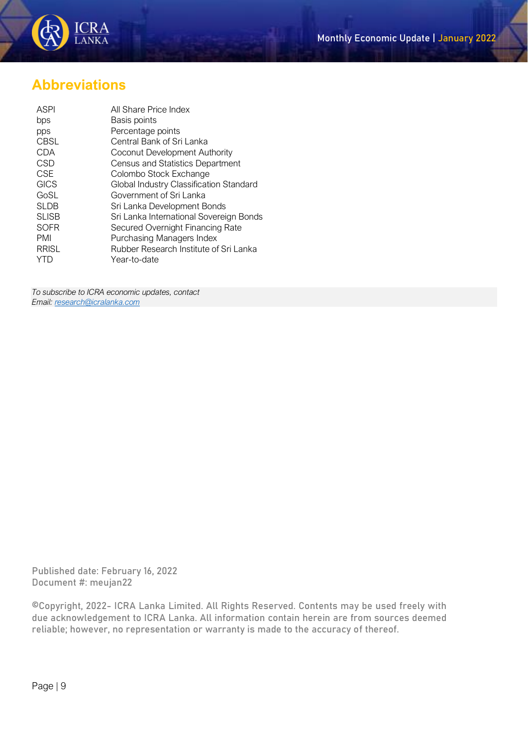# Abbreviations

| | |
|---|---|
| ASPI | All Share Price Index |
| bps | Basis points |
| pps | Percentage points |
| CBSL | Central Bank of Sri Lanka |
| CDA | Coconut Development Authority |
| CSD | Census and Statistics Department |
| CSE | Colombo Stock Exchange |
| GICS | Global Industry Classification Standard |
| GoSL | Government of Sri Lanka |
| SLDB | Sri Lanka Development Bonds |
| SLISB | Sri Lanka International Sovereign Bonds |
| SOFR | Secured Overnight Financing Rate |
| PMI | Purchasing Managers Index |
| RRISL | Rubber Research Institute of Sri Lanka |
| YTD | Year-to-date |

*To subscribe to ICRA economic updates, contact*
*Email: research@icralanka.com*

Published date: February 16, 2022
Document #: meujan22

©Copyright, 2022- ICRA Lanka Limited. All Rights Reserved. Contents may be used freely with due acknowledgement to ICRA Lanka. All information contain herein are from sources deemed reliable; however, no representation or warranty is made to the accuracy of thereof.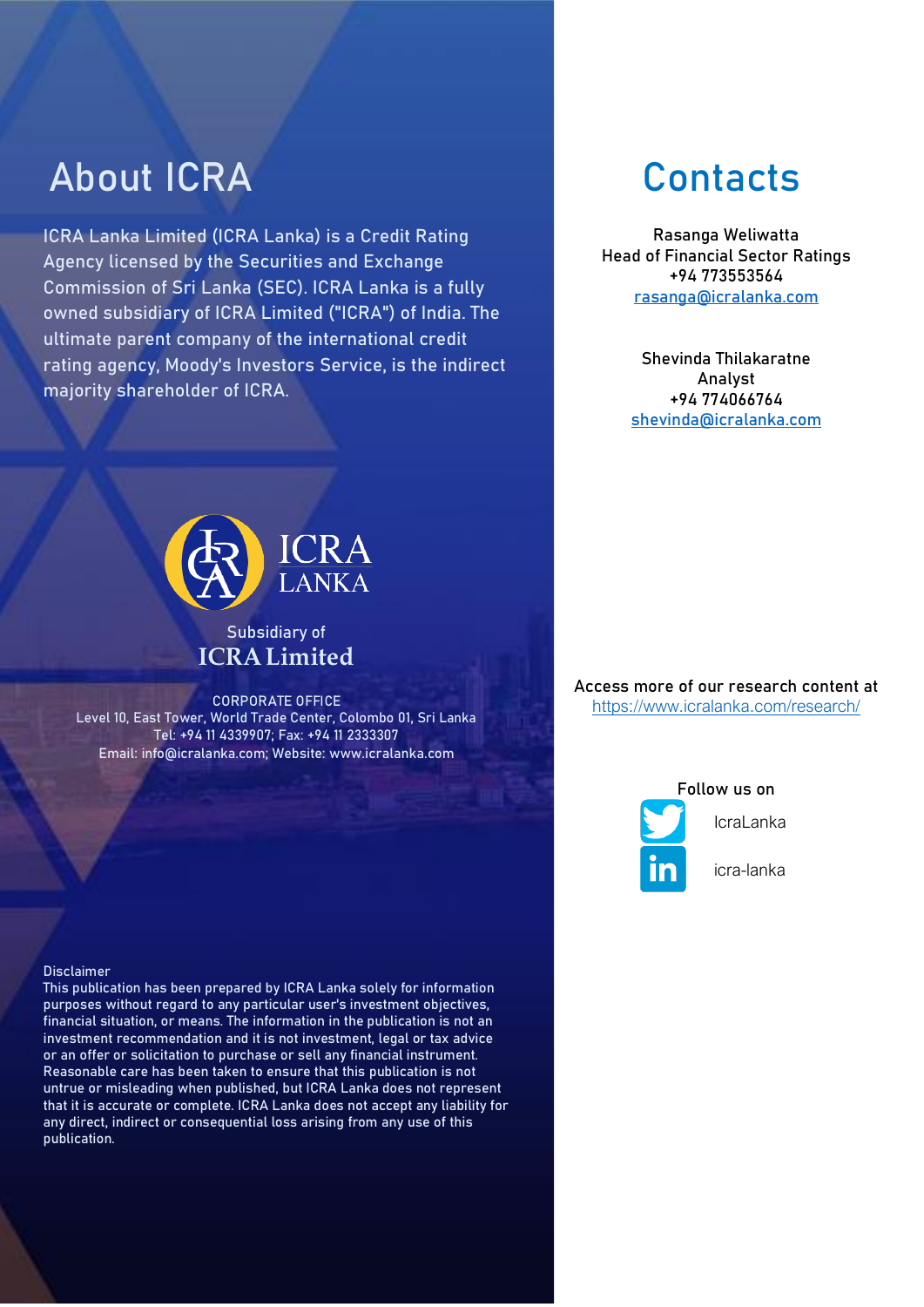# About ICRA

ICRA Lanka Limited (ICRA Lanka) is a Credit Rating Agency licensed by the Securities and Exchange Commission of Sri Lanka (SEC). ICRA Lanka is a fully owned subsidiary of ICRA Limited ("ICRA") of India. The ultimate parent company of the international credit rating agency, Moody's Investors Service, is the indirect majority shareholder of ICRA.

ICRA LANKA

Subsidiary of
**ICRA Limited**

CORPORATE OFFICE
Level 10, East Tower, World Trade Center, Colombo 01, Sri Lanka
Tel: +94 11 4339907; Fax: +94 11 2333307
Email: info@icralanka.com; Website: www.icralanka.com

Disclaimer
This publication has been prepared by ICRA Lanka solely for information purposes without regard to any particular user's investment objectives, financial situation, or means. The information in the publication is not an investment recommendation and it is not investment, legal or tax advice or an offer or solicitation to purchase or sell any financial instrument. Reasonable care has been taken to ensure that this publication is not untrue or misleading when published, but ICRA Lanka does not represent that it is accurate or complete. ICRA Lanka does not accept any liability for any direct, indirect or consequential loss arising from any use of this publication.

# Contacts

Rasanga Weliwatta
Head of Financial Sector Ratings
+94 773553564
rasanga@icralanka.com

Shevinda Thilakaratne
Analyst
+94 774066764
shevinda@icralanka.com

Access more of our research content at
https://www.icralanka.com/research/

Follow us on

IcraLanka

icra-lanka